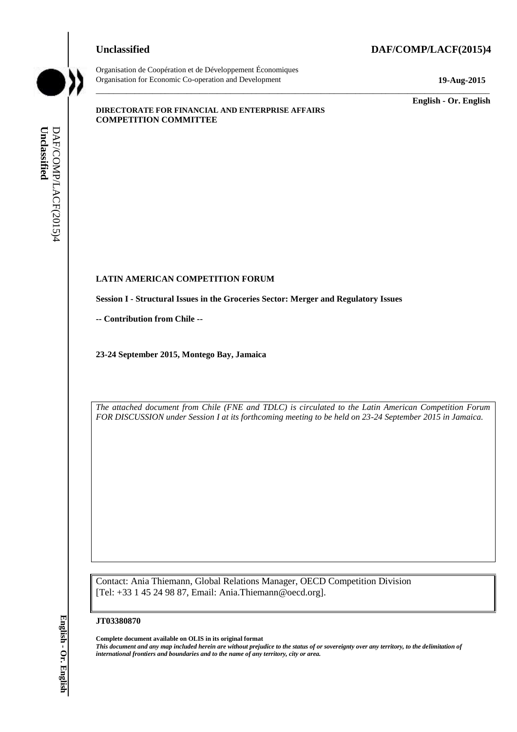**Unclassified** **DAF/COMP/LACF(2015)4**

Organisation de Coopération et de Développement Économiques
Organisation for Economic Co-operation and Development **19-Aug-2015**

**English - Or. English**

**DIRECTORATE FOR FINANCIAL AND ENTERPRISE AFFAIRS**
**COMPETITION COMMITTEE**

**LATIN AMERICAN COMPETITION FORUM**

**Session I - Structural Issues in the Groceries Sector: Merger and Regulatory Issues**

**-- Contribution from Chile --**

**23-24 September 2015, Montego Bay, Jamaica**

*The attached document from Chile (FNE and TDLC) is circulated to the Latin American Competition Forum FOR DISCUSSION under Session I at its forthcoming meeting to be held on 23-24 September 2015 in Jamaica.*

Contact: Ania Thiemann, Global Relations Manager, OECD Competition Division
[Tel: +33 1 45 24 98 87, Email: Ania.Thiemann@oecd.org].

**JT03380870**

**Complete document available on OLIS in its original format**
***This document and any map included herein are without prejudice to the status of or sovereignty over any territory, to the delimitation of international frontiers and boundaries and to the name of any territory, city or area.***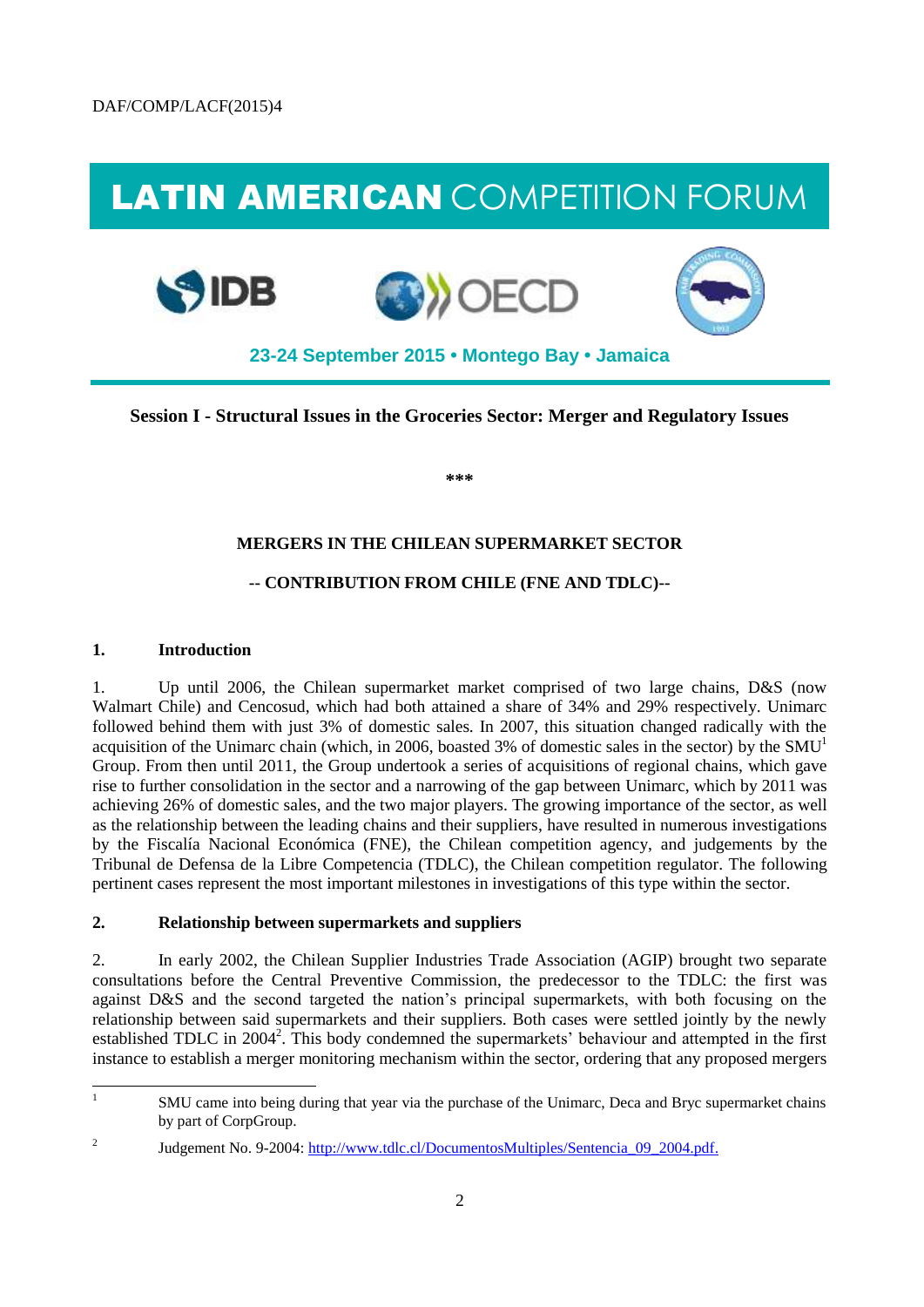DAF/COMP/LACF(2015)4

# LATIN AMERICAN COMPETITION FORUM

**23-24 September 2015 • Montego Bay • Jamaica**

**Session I - Structural Issues in the Groceries Sector: Merger and Regulatory Issues**

**\*\*\***

**MERGERS IN THE CHILEAN SUPERMARKET SECTOR**

**-- CONTRIBUTION FROM CHILE (FNE AND TDLC)--**

## 1. Introduction

1. Up until 2006, the Chilean supermarket market comprised of two large chains, D&S (now Walmart Chile) and Cencosud, which had both attained a share of 34% and 29% respectively. Unimarc followed behind them with just 3% of domestic sales. In 2007, this situation changed radically with the acquisition of the Unimarc chain (which, in 2006, boasted 3% of domestic sales in the sector) by the SMU[1] Group. From then until 2011, the Group undertook a series of acquisitions of regional chains, which gave rise to further consolidation in the sector and a narrowing of the gap between Unimarc, which by 2011 was achieving 26% of domestic sales, and the two major players. The growing importance of the sector, as well as the relationship between the leading chains and their suppliers, have resulted in numerous investigations by the Fiscalía Nacional Económica (FNE), the Chilean competition agency, and judgements by the Tribunal de Defensa de la Libre Competencia (TDLC), the Chilean competition regulator. The following pertinent cases represent the most important milestones in investigations of this type within the sector.

## 2. Relationship between supermarkets and suppliers

2. In early 2002, the Chilean Supplier Industries Trade Association (AGIP) brought two separate consultations before the Central Preventive Commission, the predecessor to the TDLC: the first was against D&S and the second targeted the nation's principal supermarkets, with both focusing on the relationship between said supermarkets and their suppliers. Both cases were settled jointly by the newly established TDLC in 2004[2]. This body condemned the supermarkets' behaviour and attempted in the first instance to establish a merger monitoring mechanism within the sector, ordering that any proposed mergers

---

[1] SMU came into being during that year via the purchase of the Unimarc, Deca and Bryc supermarket chains by part of CorpGroup.

[2] Judgement No. 9-2004: http://www.tdlc.cl/DocumentosMultiples/Sentencia_09_2004.pdf.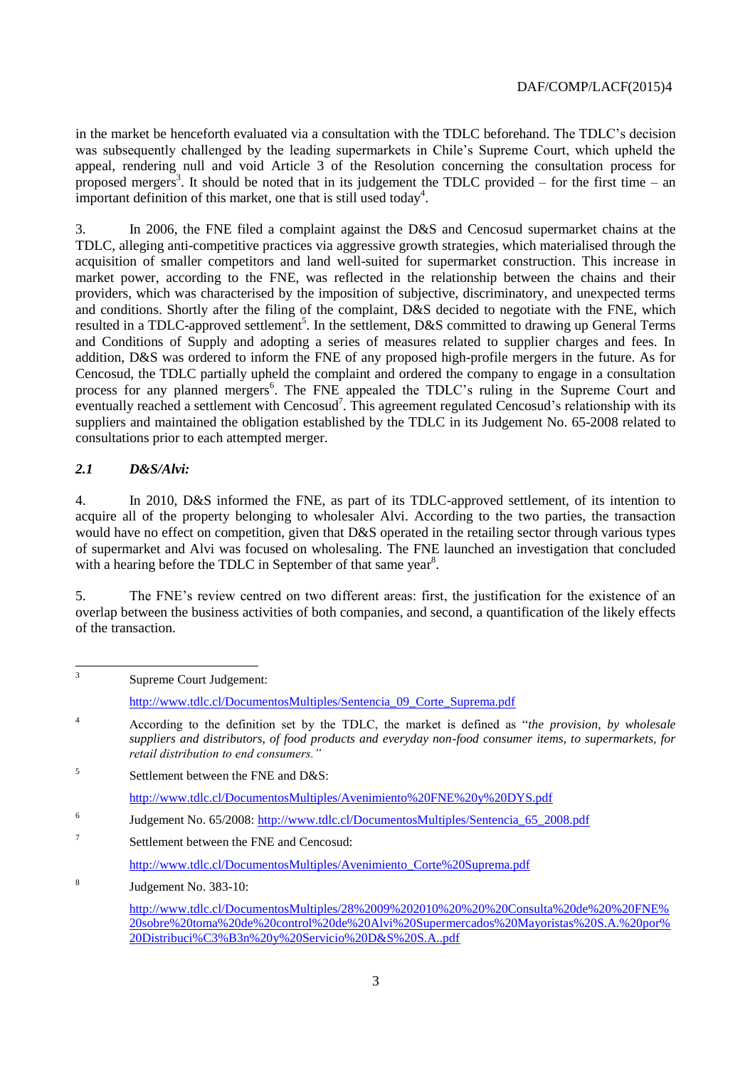in the market be henceforth evaluated via a consultation with the TDLC beforehand. The TDLC's decision was subsequently challenged by the leading supermarkets in Chile's Supreme Court, which upheld the appeal, rendering null and void Article 3 of the Resolution concerning the consultation process for proposed mergers[3]. It should be noted that in its judgement the TDLC provided – for the first time – an important definition of this market, one that is still used today[4].

3. In 2006, the FNE filed a complaint against the D&S and Cencosud supermarket chains at the TDLC, alleging anti-competitive practices via aggressive growth strategies, which materialised through the acquisition of smaller competitors and land well-suited for supermarket construction. This increase in market power, according to the FNE, was reflected in the relationship between the chains and their providers, which was characterised by the imposition of subjective, discriminatory, and unexpected terms and conditions. Shortly after the filing of the complaint, D&S decided to negotiate with the FNE, which resulted in a TDLC-approved settlement[5]. In the settlement, D&S committed to drawing up General Terms and Conditions of Supply and adopting a series of measures related to supplier charges and fees. In addition, D&S was ordered to inform the FNE of any proposed high-profile mergers in the future. As for Cencosud, the TDLC partially upheld the complaint and ordered the company to engage in a consultation process for any planned mergers[6]. The FNE appealed the TDLC's ruling in the Supreme Court and eventually reached a settlement with Cencosud[7]. This agreement regulated Cencosud's relationship with its suppliers and maintained the obligation established by the TDLC in its Judgement No. 65-2008 related to consultations prior to each attempted merger.

### *2.1 D&S/Alvi:*

4. In 2010, D&S informed the FNE, as part of its TDLC-approved settlement, of its intention to acquire all of the property belonging to wholesaler Alvi. According to the two parties, the transaction would have no effect on competition, given that D&S operated in the retailing sector through various types of supermarket and Alvi was focused on wholesaling. The FNE launched an investigation that concluded with a hearing before the TDLC in September of that same year[8].

5. The FNE's review centred on two different areas: first, the justification for the existence of an overlap between the business activities of both companies, and second, a quantification of the likely effects of the transaction.

---

[3] Supreme Court Judgement: http://www.tdlc.cl/DocumentosMultiples/Sentencia_09_Corte_Suprema.pdf

[4] According to the definition set by the TDLC, the market is defined as "*the provision, by wholesale suppliers and distributors, of food products and everyday non-food consumer items, to supermarkets, for retail distribution to end consumers.*"

[5] Settlement between the FNE and D&S: http://www.tdlc.cl/DocumentosMultiples/Avenimiento%20FNE%20y%20DYS.pdf

[6] Judgement No. 65/2008: http://www.tdlc.cl/DocumentosMultiples/Sentencia_65_2008.pdf

[7] Settlement between the FNE and Cencosud: http://www.tdlc.cl/DocumentosMultiples/Avenimiento_Corte%20Suprema.pdf

[8] Judgement No. 383-10: http://www.tdlc.cl/DocumentosMultiples/28%2009%202010%20%20%20Consulta%20de%20%20FNE%20sobre%20toma%20de%20control%20de%20Alvi%20Supermercados%20Mayoristas%20S.A.%20por%20Distribuci%C3%B3n%20y%20Servicio%20D&S%20S.A..pdf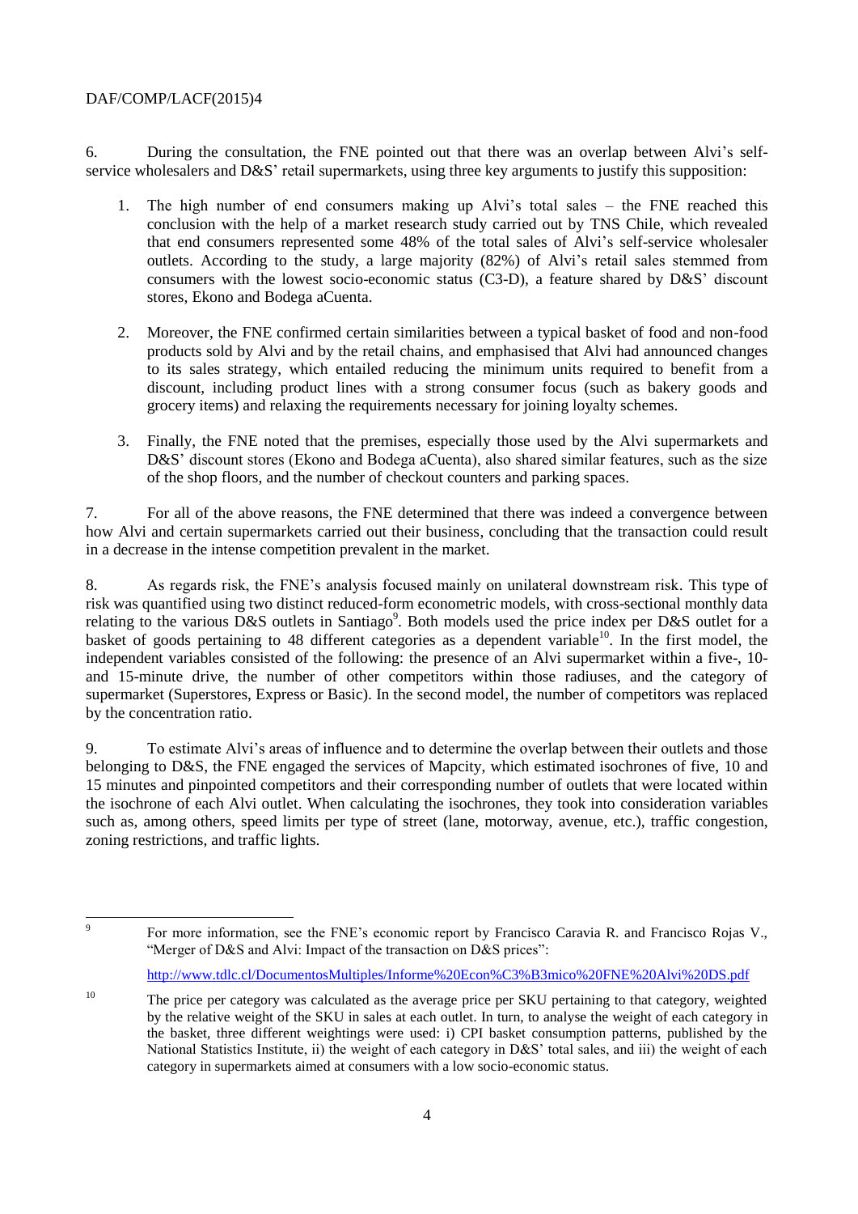6. During the consultation, the FNE pointed out that there was an overlap between Alvi's self-service wholesalers and D&S' retail supermarkets, using three key arguments to justify this supposition:

1. The high number of end consumers making up Alvi's total sales – the FNE reached this conclusion with the help of a market research study carried out by TNS Chile, which revealed that end consumers represented some 48% of the total sales of Alvi's self-service wholesaler outlets. According to the study, a large majority (82%) of Alvi's retail sales stemmed from consumers with the lowest socio-economic status (C3-D), a feature shared by D&S' discount stores, Ekono and Bodega aCuenta.

2. Moreover, the FNE confirmed certain similarities between a typical basket of food and non-food products sold by Alvi and by the retail chains, and emphasised that Alvi had announced changes to its sales strategy, which entailed reducing the minimum units required to benefit from a discount, including product lines with a strong consumer focus (such as bakery goods and grocery items) and relaxing the requirements necessary for joining loyalty schemes.

3. Finally, the FNE noted that the premises, especially those used by the Alvi supermarkets and D&S' discount stores (Ekono and Bodega aCuenta), also shared similar features, such as the size of the shop floors, and the number of checkout counters and parking spaces.

7. For all of the above reasons, the FNE determined that there was indeed a convergence between how Alvi and certain supermarkets carried out their business, concluding that the transaction could result in a decrease in the intense competition prevalent in the market.

8. As regards risk, the FNE's analysis focused mainly on unilateral downstream risk. This type of risk was quantified using two distinct reduced-form econometric models, with cross-sectional monthly data relating to the various D&S outlets in Santiago[9]. Both models used the price index per D&S outlet for a basket of goods pertaining to 48 different categories as a dependent variable[10]. In the first model, the independent variables consisted of the following: the presence of an Alvi supermarket within a five-, 10- and 15-minute drive, the number of other competitors within those radiuses, and the category of supermarket (Superstores, Express or Basic). In the second model, the number of competitors was replaced by the concentration ratio.

9. To estimate Alvi's areas of influence and to determine the overlap between their outlets and those belonging to D&S, the FNE engaged the services of Mapcity, which estimated isochrones of five, 10 and 15 minutes and pinpointed competitors and their corresponding number of outlets that were located within the isochrone of each Alvi outlet. When calculating the isochrones, they took into consideration variables such as, among others, speed limits per type of street (lane, motorway, avenue, etc.), traffic congestion, zoning restrictions, and traffic lights.

---

[9] For more information, see the FNE's economic report by Francisco Caravia R. and Francisco Rojas V., "Merger of D&S and Alvi: Impact of the transaction on D&S prices":

http://www.tdlc.cl/DocumentosMultiples/Informe%20Econ%C3%B3mico%20FNE%20Alvi%20DS.pdf

[10] The price per category was calculated as the average price per SKU pertaining to that category, weighted by the relative weight of the SKU in sales at each outlet. In turn, to analyse the weight of each category in the basket, three different weightings were used: i) CPI basket consumption patterns, published by the National Statistics Institute, ii) the weight of each category in D&S' total sales, and iii) the weight of each category in supermarkets aimed at consumers with a low socio-economic status.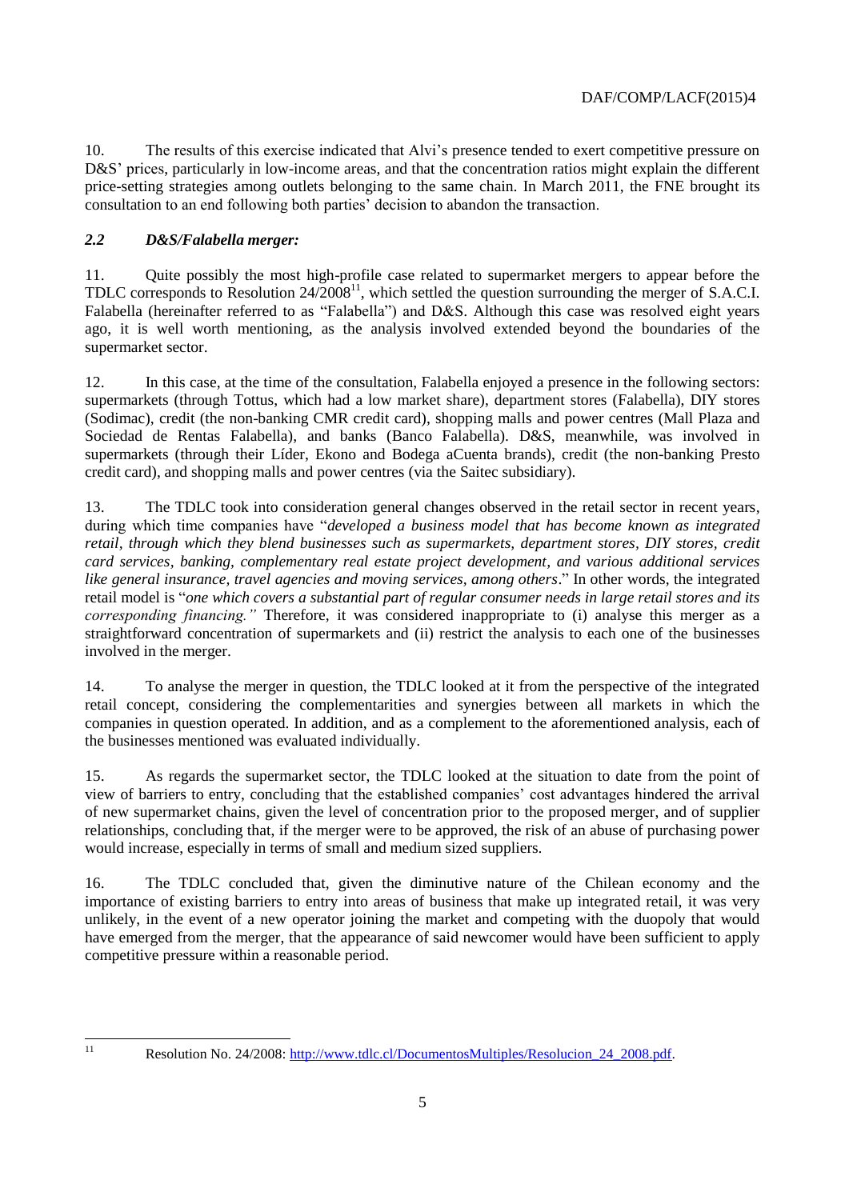10. The results of this exercise indicated that Alvi's presence tended to exert competitive pressure on D&S' prices, particularly in low-income areas, and that the concentration ratios might explain the different price-setting strategies among outlets belonging to the same chain. In March 2011, the FNE brought its consultation to an end following both parties' decision to abandon the transaction.

### *2.2 D&S/Falabella merger:*

11. Quite possibly the most high-profile case related to supermarket mergers to appear before the TDLC corresponds to Resolution 24/2008[11], which settled the question surrounding the merger of S.A.C.I. Falabella (hereinafter referred to as "Falabella") and D&S. Although this case was resolved eight years ago, it is well worth mentioning, as the analysis involved extended beyond the boundaries of the supermarket sector.

12. In this case, at the time of the consultation, Falabella enjoyed a presence in the following sectors: supermarkets (through Tottus, which had a low market share), department stores (Falabella), DIY stores (Sodimac), credit (the non-banking CMR credit card), shopping malls and power centres (Mall Plaza and Sociedad de Rentas Falabella), and banks (Banco Falabella). D&S, meanwhile, was involved in supermarkets (through their Líder, Ekono and Bodega aCuenta brands), credit (the non-banking Presto credit card), and shopping malls and power centres (via the Saitec subsidiary).

13. The TDLC took into consideration general changes observed in the retail sector in recent years, during which time companies have "*developed a business model that has become known as integrated retail, through which they blend businesses such as supermarkets, department stores, DIY stores, credit card services, banking, complementary real estate project development, and various additional services like general insurance, travel agencies and moving services, among others*." In other words, the integrated retail model is "*one which covers a substantial part of regular consumer needs in large retail stores and its corresponding financing.*" Therefore, it was considered inappropriate to (i) analyse this merger as a straightforward concentration of supermarkets and (ii) restrict the analysis to each one of the businesses involved in the merger.

14. To analyse the merger in question, the TDLC looked at it from the perspective of the integrated retail concept, considering the complementarities and synergies between all markets in which the companies in question operated. In addition, and as a complement to the aforementioned analysis, each of the businesses mentioned was evaluated individually.

15. As regards the supermarket sector, the TDLC looked at the situation to date from the point of view of barriers to entry, concluding that the established companies' cost advantages hindered the arrival of new supermarket chains, given the level of concentration prior to the proposed merger, and of supplier relationships, concluding that, if the merger were to be approved, the risk of an abuse of purchasing power would increase, especially in terms of small and medium sized suppliers.

16. The TDLC concluded that, given the diminutive nature of the Chilean economy and the importance of existing barriers to entry into areas of business that make up integrated retail, it was very unlikely, in the event of a new operator joining the market and competing with the duopoly that would have emerged from the merger, that the appearance of said newcomer would have been sufficient to apply competitive pressure within a reasonable period.

---

[11] Resolution No. 24/2008: http://www.tdlc.cl/DocumentosMultiples/Resolucion_24_2008.pdf.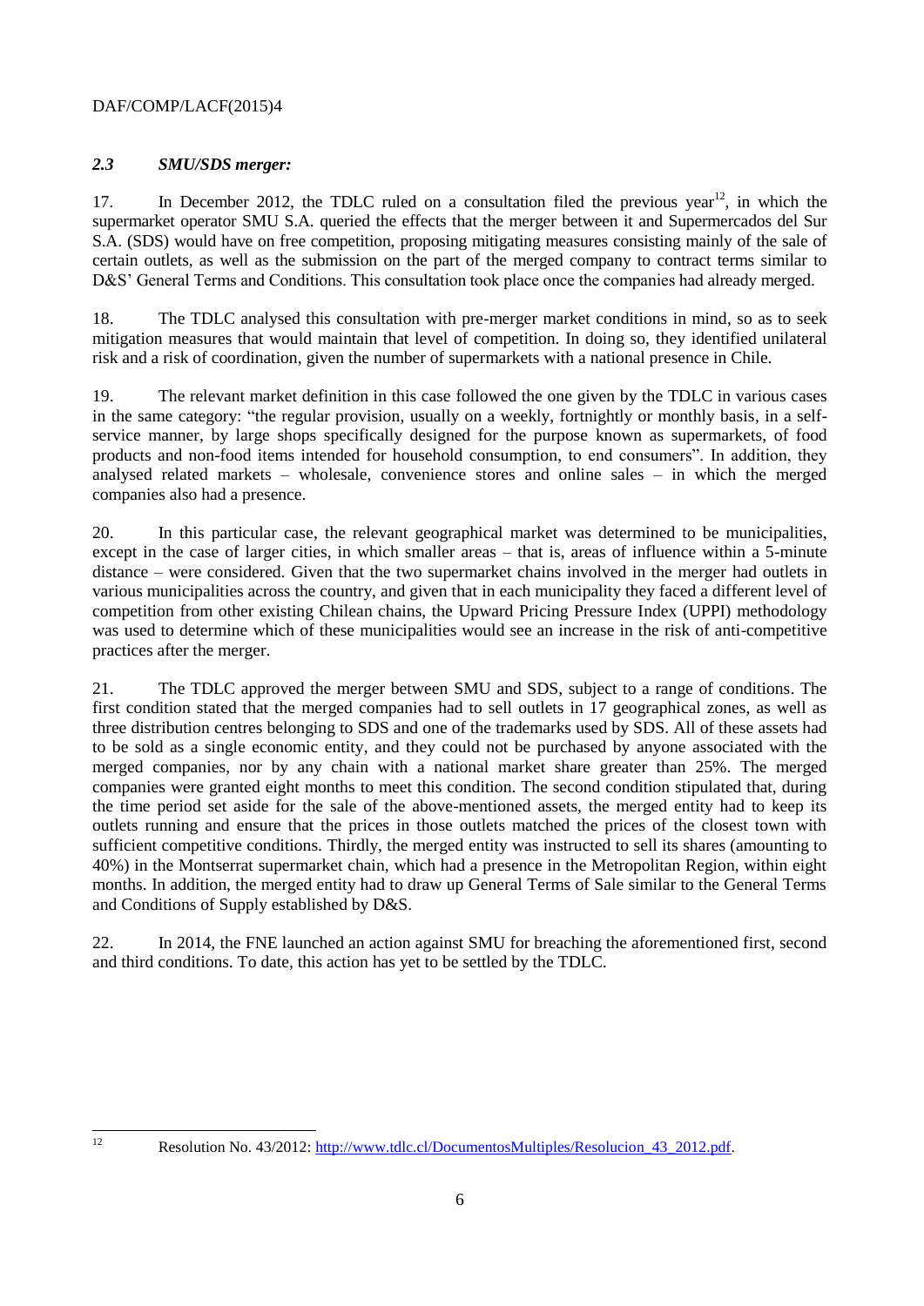### *2.3 SMU/SDS merger:*

17. In December 2012, the TDLC ruled on a consultation filed the previous year[12], in which the supermarket operator SMU S.A. queried the effects that the merger between it and Supermercados del Sur S.A. (SDS) would have on free competition, proposing mitigating measures consisting mainly of the sale of certain outlets, as well as the submission on the part of the merged company to contract terms similar to D&S' General Terms and Conditions. This consultation took place once the companies had already merged.

18. The TDLC analysed this consultation with pre-merger market conditions in mind, so as to seek mitigation measures that would maintain that level of competition. In doing so, they identified unilateral risk and a risk of coordination, given the number of supermarkets with a national presence in Chile.

19. The relevant market definition in this case followed the one given by the TDLC in various cases in the same category: "the regular provision, usually on a weekly, fortnightly or monthly basis, in a self-service manner, by large shops specifically designed for the purpose known as supermarkets, of food products and non-food items intended for household consumption, to end consumers". In addition, they analysed related markets – wholesale, convenience stores and online sales – in which the merged companies also had a presence.

20. In this particular case, the relevant geographical market was determined to be municipalities, except in the case of larger cities, in which smaller areas – that is, areas of influence within a 5-minute distance – were considered. Given that the two supermarket chains involved in the merger had outlets in various municipalities across the country, and given that in each municipality they faced a different level of competition from other existing Chilean chains, the Upward Pricing Pressure Index (UPPI) methodology was used to determine which of these municipalities would see an increase in the risk of anti-competitive practices after the merger.

21. The TDLC approved the merger between SMU and SDS, subject to a range of conditions. The first condition stated that the merged companies had to sell outlets in 17 geographical zones, as well as three distribution centres belonging to SDS and one of the trademarks used by SDS. All of these assets had to be sold as a single economic entity, and they could not be purchased by anyone associated with the merged companies, nor by any chain with a national market share greater than 25%. The merged companies were granted eight months to meet this condition. The second condition stipulated that, during the time period set aside for the sale of the above-mentioned assets, the merged entity had to keep its outlets running and ensure that the prices in those outlets matched the prices of the closest town with sufficient competitive conditions. Thirdly, the merged entity was instructed to sell its shares (amounting to 40%) in the Montserrat supermarket chain, which had a presence in the Metropolitan Region, within eight months. In addition, the merged entity had to draw up General Terms of Sale similar to the General Terms and Conditions of Supply established by D&S.

22. In 2014, the FNE launched an action against SMU for breaching the aforementioned first, second and third conditions. To date, this action has yet to be settled by the TDLC.

---

[12] Resolution No. 43/2012: http://www.tdlc.cl/DocumentosMultiples/Resolucion_43_2012.pdf.